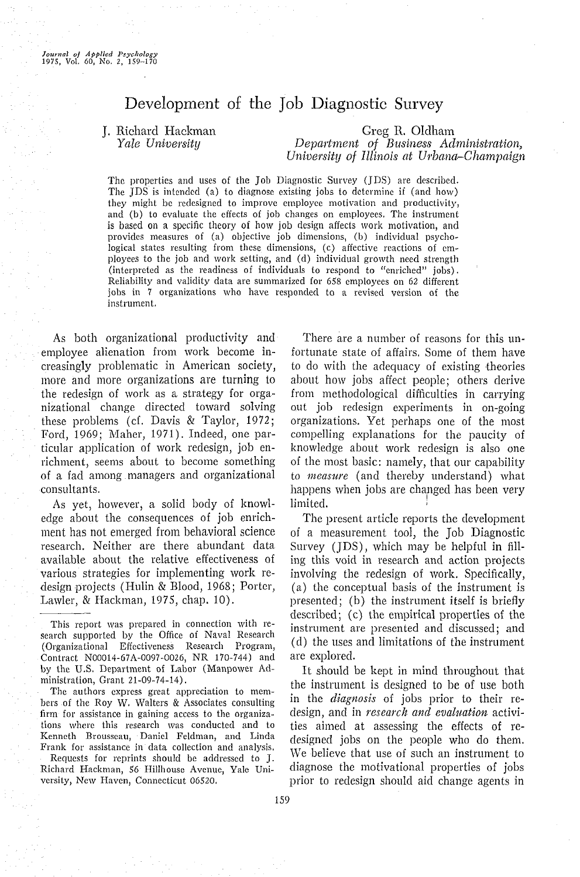# Development of the Job Diagnostic Survey

J. Richard Hackman
*Yale University*

Greg R. Oldham
*Department of Business Administration, University of Illinois at Urbana-Champaign*

The properties and uses of the Job Diagnostic Survey (JDS) are described. The JDS is intended (a) to diagnose existing jobs to determine if (and how) they might be redesigned to improve employee motivation and productivity, and (b) to evaluate the effects of job changes on employees. The instrument is based on a specific theory of how job design affects work motivation, and provides measures of (a) objective job dimensions, (b) individual psychological states resulting from these dimensions, (c) affective reactions of employees to the job and work setting, and (d) individual growth need strength (interpreted as the readiness of individuals to respond to "enriched" jobs). Reliability and validity data are summarized for 658 employees on 62 different jobs in 7 organizations who have responded to a revised version of the instrument.

As both organizational productivity and employee alienation from work become increasingly problematic in American society, more and more organizations are turning to the redesign of work as a strategy for organizational change directed toward solving these problems (cf. Davis & Taylor, 1972; Ford, 1969; Maher, 1971). Indeed, one particular application of work redesign, job enrichment, seems about to become something of a fad among managers and organizational consultants.

As yet, however, a solid body of knowledge about the consequences of job enrichment has not emerged from behavioral science research. Neither are there abundant data available about the relative effectiveness of various strategies for implementing work redesign projects (Hulin & Blood, 1968; Porter, Lawler, & Hackman, 1975, chap. 10).

There are a number of reasons for this unfortunate state of affairs. Some of them have to do with the adequacy of existing theories about how jobs affect people; others derive from methodological difficulties in carrying out job redesign experiments in on-going organizations. Yet perhaps one of the most compelling explanations for the paucity of knowledge about work redesign is also one of the most basic: namely, that our capability to *measure* (and thereby understand) what happens when jobs are changed has been very limited.

The present article reports the development of a measurement tool, the Job Diagnostic Survey (JDS), which may be helpful in filling this void in research and action projects involving the redesign of work. Specifically, (a) the conceptual basis of the instrument is presented; (b) the instrument itself is briefly described; (c) the empirical properties of the instrument are presented and discussed; and (d) the uses and limitations of the instrument are explored.

It should be kept in mind throughout that the instrument is designed to be of use both in the *diagnosis* of jobs prior to their redesign, and in *research and evaluation* activities aimed at assessing the effects of redesigned jobs on the people who do them. We believe that use of such an instrument to diagnose the motivational properties of jobs prior to redesign should aid change agents in

---

This report was prepared in connection with research supported by the Office of Naval Research (Organizational Effectiveness Research Program, Contract N00014-67A-0097-0026, NR 170-744) and by the U.S. Department of Labor (Manpower Administration, Grant 21-09-74-14).

The authors express great appreciation to members of the Roy W. Walters & Associates consulting firm for assistance in gaining access to the organizations where this research was conducted and to Kenneth Brousseau, Daniel Feldman, and Linda Frank for assistance in data collection and analysis.

Requests for reprints should be addressed to J. Richard Hackman, 56 Hillhouse Avenue, Yale University, New Haven, Connecticut 06520.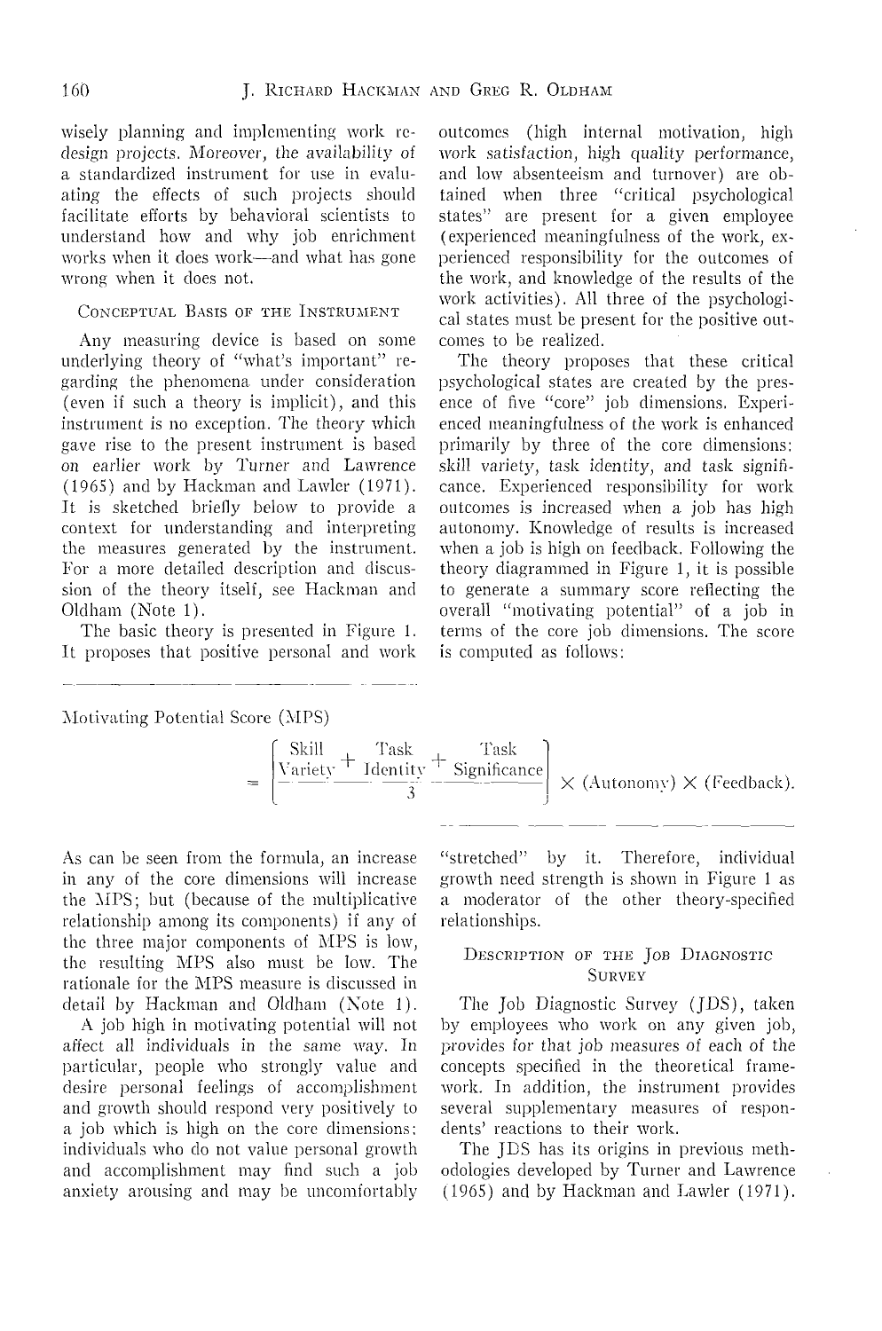wisely planning and implementing work redesign projects. Moreover, the availability of a standardized instrument for use in evaluating the effects of such projects should facilitate efforts by behavioral scientists to understand how and why job enrichment works when it does work—and what has gone wrong when it does not.

## Conceptual Basis of the Instrument

Any measuring device is based on some underlying theory of "what's important" regarding the phenomena under consideration (even if such a theory is implicit), and this instrument is no exception. The theory which gave rise to the present instrument is based on earlier work by Turner and Lawrence (1965) and by Hackman and Lawler (1971). It is sketched briefly below to provide a context for understanding and interpreting the measures generated by the instrument. For a more detailed description and discussion of the theory itself, see Hackman and Oldham (Note 1).

The basic theory is presented in Figure 1. It proposes that positive personal and work outcomes (high internal motivation, high work satisfaction, high quality performance, and low absenteeism and turnover) are obtained when three "critical psychological states" are present for a given employee (experienced meaningfulness of the work, experienced responsibility for the outcomes of the work, and knowledge of the results of the work activities). All three of the psychological states must be present for the positive outcomes to be realized.

The theory proposes that these critical psychological states are created by the presence of five "core" job dimensions. Experienced meaningfulness of the work is enhanced primarily by three of the core dimensions: *skill variety, task identity,* and *task significance.* Experienced responsibility for work outcomes is increased when a job has high *autonomy.* Knowledge of results is increased when a job is high on *feedback.* Following the theory diagrammed in Figure 1, it is possible to generate a summary score reflecting the overall "motivating potential" of a job in terms of the core job dimensions. The score is computed as follows:

Motivating Potential Score (MPS)

$$= \left[\frac{\text{Skill Variety} + \text{Task Identity} + \text{Task Significance}}{3}\right] \times (\text{Autonomy}) \times (\text{Feedback}).$$

As can be seen from the formula, an increase in any of the core dimensions will increase the MPS; but (because of the multiplicative relationship among its components) if any of the three major components of MPS is low, the resulting MPS also must be low. The rationale for the MPS measure is discussed in detail by Hackman and Oldham (Note 1).

A job high in motivating potential will not affect all individuals in the *same* way. In particular, people who strongly value and desire personal feelings of accomplishment and growth should respond very positively to a job which is high on the core dimensions; individuals who do not value personal growth and accomplishment may find such a job anxiety arousing and may be uncomfortably "stretched" by it. Therefore, individual growth need strength is shown in Figure 1 as a moderator of the other theory-specified relationships.

## Description of the Job Diagnostic Survey

The Job Diagnostic Survey (JDS), taken by employees who work on any given job, provides for that job measures of each of the concepts specified in the theoretical framework. In addition, the instrument provides several supplementary measures of respondents' reactions to their work.

The JDS has its origins in previous methodologies developed by Turner and Lawrence (1965) and by Hackman and Lawler (1971).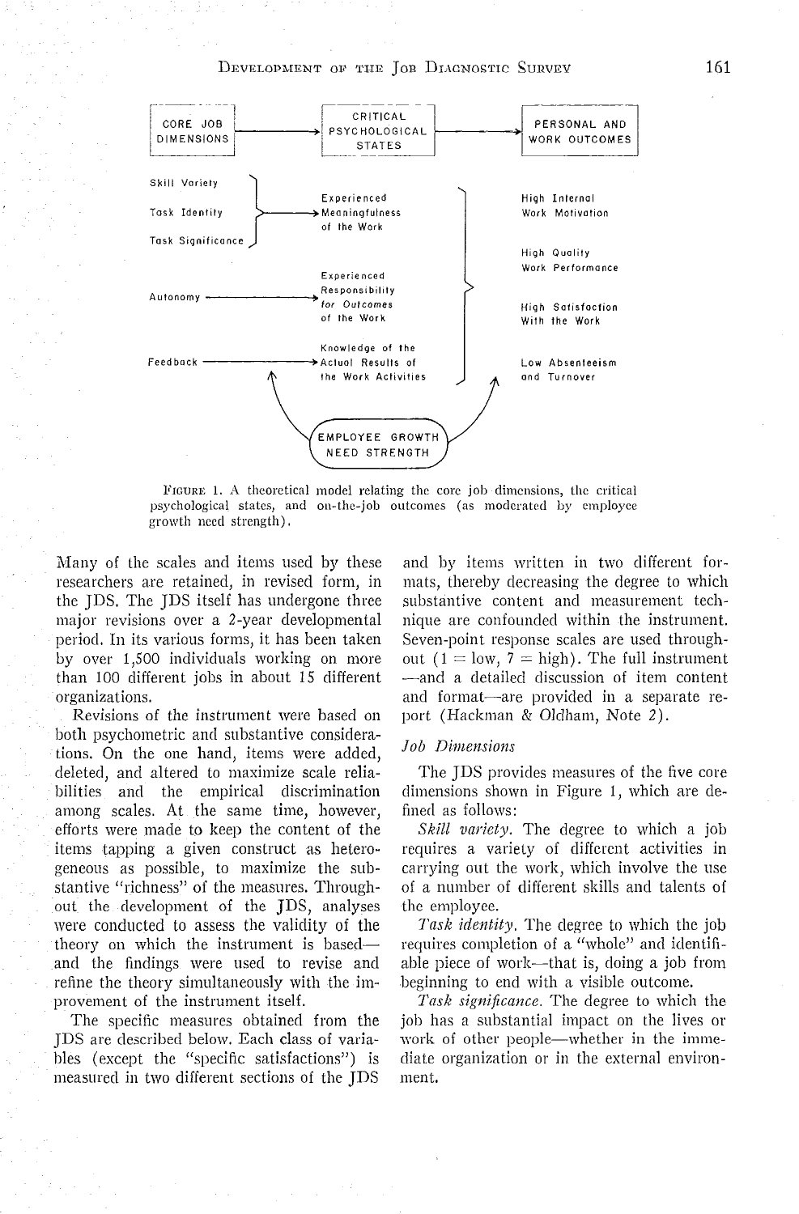CORE JOB DIMENSIONS

CRITICAL PSYCHOLOGICAL STATES

PERSONAL AND WORK OUTCOMES

Skill Variety

Task Identity

Task Significance

Experienced Meaningfulness of the Work

Autonomy

Experienced Responsibility for Outcomes of the Work

Feedback

Knowledge of the Actual Results of the Work Activities

High Internal Work Motivation

High Quality Work Performance

High Satisfaction With the Work

Low Absenteeism and Turnover

EMPLOYEE GROWTH NEED STRENGTH

FIGURE 1. A theoretical model relating the core job dimensions, the critical psychological states, and on-the-job outcomes (as moderated by employee growth need strength).

Many of the scales and items used by these researchers are retained, in revised form, in the JDS. The JDS itself has undergone three major revisions over a 2-year developmental period. In its various forms, it has been taken by over 1,500 individuals working on more than 100 different jobs in about 15 different organizations.

Revisions of the instrument were based on both psychometric and substantive considerations. On the one hand, items were added, deleted, and altered to maximize scale reliabilities and the empirical discrimination among scales. At the same time, however, efforts were made to keep the content of the items tapping a given construct as heterogeneous as possible, to maximize the substantive "richness" of the measures. Throughout the development of the JDS, analyses were conducted to assess the validity of the theory on which the instrument is based—and the findings were used to revise and refine the theory simultaneously with the improvement of the instrument itself.

The specific measures obtained from the JDS are described below. Each class of variables (except the "specific satisfactions") is measured in two different sections of the JDS and by items written in two different formats, thereby decreasing the degree to which substantive content and measurement technique are confounded within the instrument. Seven-point response scales are used throughout (1 = low, 7 = high). The full instrument—and a detailed discussion of item content and format—are provided in a separate report (Hackman & Oldham, Note 2).

### *Job Dimensions*

The JDS provides measures of the five core dimensions shown in Figure 1, which are defined as follows:

*Skill variety.* The degree to which a job requires a variety of different activities in carrying out the work, which involve the use of a number of different skills and talents of the employee.

*Task identity.* The degree to which the job requires completion of a "whole" and identifiable piece of work—that is, doing a job from beginning to end with a visible outcome.

*Task significance.* The degree to which the job has a substantial impact on the lives or work of other people—whether in the immediate organization or in the external environment.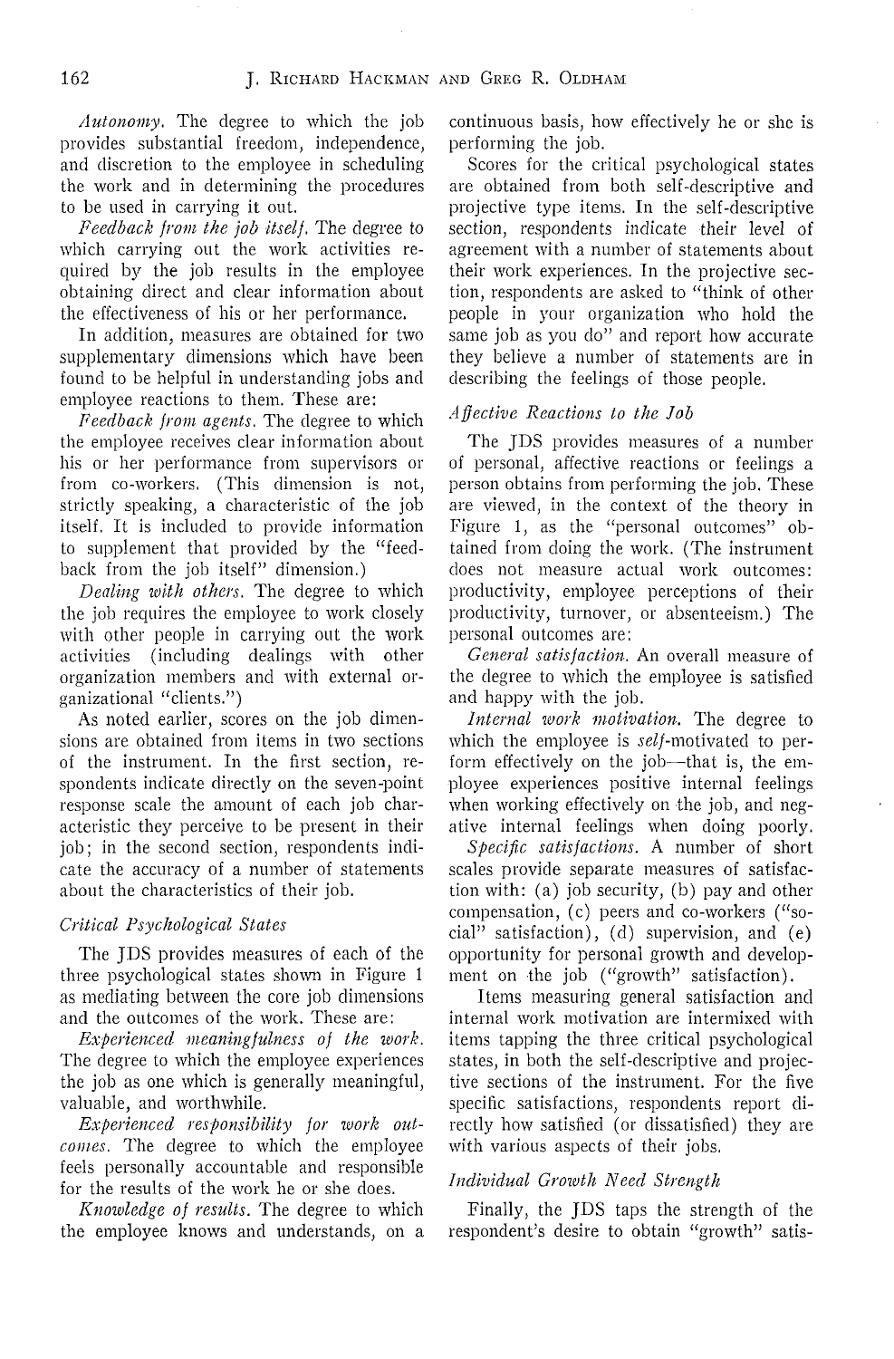*Autonomy.* The degree to which the job provides substantial freedom, independence, and discretion to the employee in scheduling the work and in determining the procedures to be used in carrying it out.

*Feedback from the job itself.* The degree to which carrying out the work activities required by the job results in the employee obtaining direct and clear information about the effectiveness of his or her performance.

In addition, measures are obtained for two supplementary dimensions which have been found to be helpful in understanding jobs and employee reactions to them. These are:

*Feedback from agents.* The degree to which the employee receives clear information about his or her performance from supervisors or from co-workers. (This dimension is not, strictly speaking, a characteristic of the job itself. It is included to provide information to supplement that provided by the "feedback from the job itself" dimension.)

*Dealing with others.* The degree to which the job requires the employee to work closely with other people in carrying out the work activities (including dealings with other organization members and with external organizational "clients.")

As noted earlier, scores on the job dimensions are obtained from items in two sections of the instrument. In the first section, respondents indicate directly on the seven-point response scale the amount of each job characteristic they perceive to be present in their job; in the second section, respondents indicate the accuracy of a number of statements about the characteristics of their job.

### *Critical Psychological States*

The JDS provides measures of each of the three psychological states shown in Figure 1 as mediating between the core job dimensions and the outcomes of the work. These are:

*Experienced meaningfulness of the work.* The degree to which the employee experiences the job as one which is generally meaningful, valuable, and worthwhile.

*Experienced responsibility for work outcomes.* The degree to which the employee feels personally accountable and responsible for the results of the work he or she does.

*Knowledge of results.* The degree to which the employee knows and understands, on a continuous basis, how effectively he or she is performing the job.

Scores for the critical psychological states are obtained from both self-descriptive and projective type items. In the self-descriptive section, respondents indicate their level of agreement with a number of statements about their work experiences. In the projective section, respondents are asked to "think of other people in your organization who hold the same job as you do" and report how accurate they believe a number of statements are in describing the feelings of those people.

### *Affective Reactions to the Job*

The JDS provides measures of a number of personal, affective reactions or feelings a person obtains from performing the job. These are viewed, in the context of the theory in Figure 1, as the "personal outcomes" obtained from doing the work. (The instrument does not measure actual work outcomes: productivity, employee perceptions of their productivity, turnover, or absenteeism.) The personal outcomes are:

*General satisfaction.* An overall measure of the degree to which the employee is satisfied and happy with the job.

*Internal work motivation.* The degree to which the employee is *self*-motivated to perform effectively on the job—that is, the employee experiences positive internal feelings when working effectively on the job, and negative internal feelings when doing poorly.

*Specific satisfactions.* A number of short scales provide separate measures of satisfaction with: (a) job security, (b) pay and other compensation, (c) peers and co-workers ("social" satisfaction), (d) supervision, and (e) opportunity for personal growth and development on the job ("growth" satisfaction).

Items measuring general satisfaction and internal work motivation are intermixed with items tapping the three critical psychological states, in both the self-descriptive and projective sections of the instrument. For the five specific satisfactions, respondents report directly how satisfied (or dissatisfied) they are with various aspects of their jobs.

### *Individual Growth Need Strength*

Finally, the JDS taps the strength of the respondent's desire to obtain "growth" satis-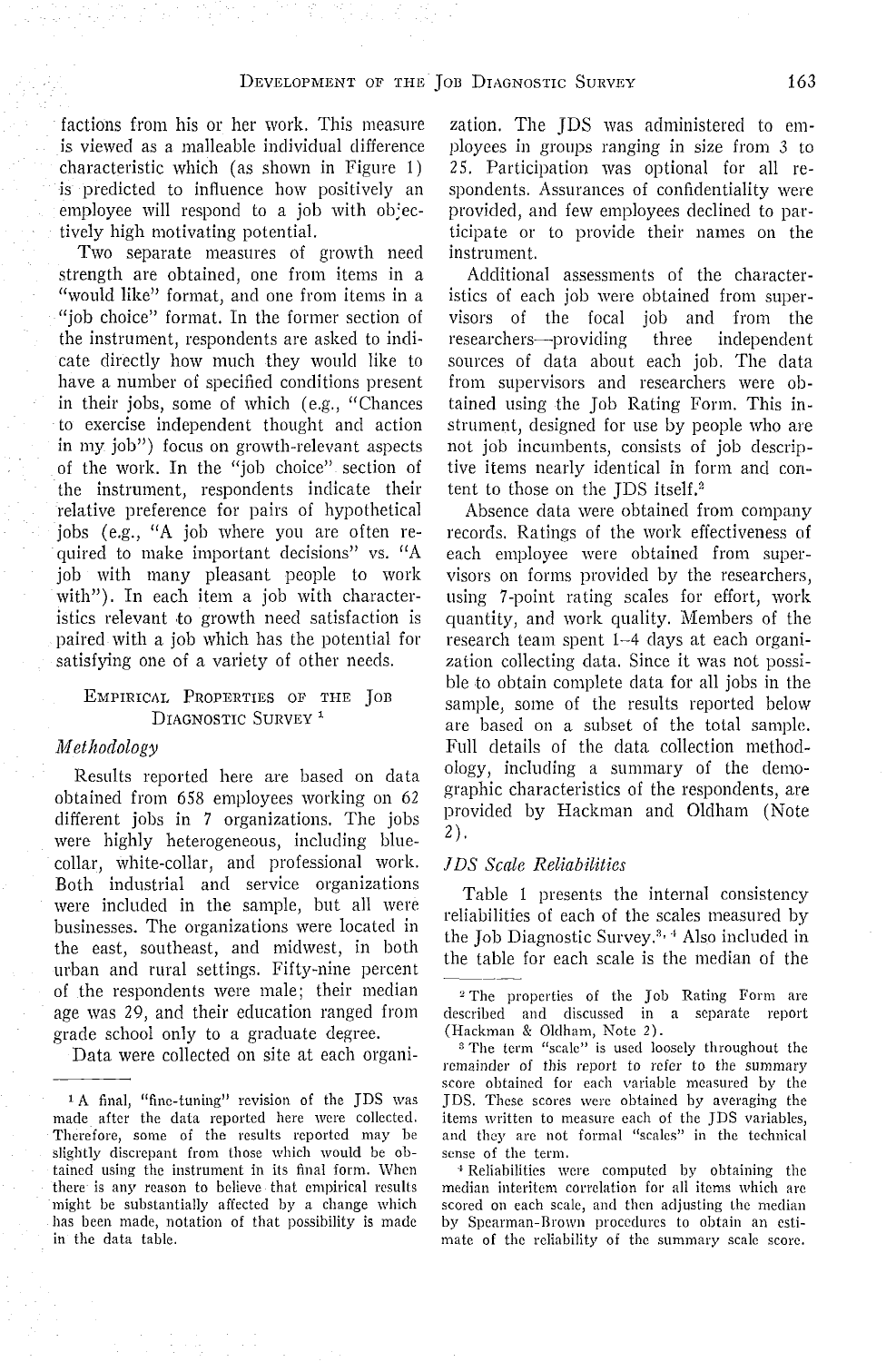factions from his or her work. This measure is viewed as a malleable individual difference characteristic which (as shown in Figure 1) is predicted to influence how positively an employee will respond to a job with objectively high motivating potential.

Two separate measures of growth need strength are obtained, one from items in a "would like" format, and one from items in a "job choice" format. In the former section of the instrument, respondents are asked to indicate directly how much they would like to have a number of specified conditions present in their jobs, some of which (e.g., "Chances to exercise independent thought and action in my job") focus on growth-relevant aspects of the work. In the "job choice" section of the instrument, respondents indicate their relative preference for pairs of hypothetical jobs (e.g., "A job where you are often required to make important decisions" vs. "A job with many pleasant people to work with"). In each item a job with characteristics relevant to growth need satisfaction is paired with a job which has the potential for satisfying one of a variety of other needs.

## Empirical Properties of the Job Diagnostic Survey [1]

### Methodology

Results reported here are based on data obtained from 658 employees working on 62 different jobs in 7 organizations. The jobs were highly heterogeneous, including blue-collar, white-collar, and professional work. Both industrial and service organizations were included in the sample, but all were businesses. The organizations were located in the east, southeast, and midwest, in both urban and rural settings. Fifty-nine percent of the respondents were male; their median age was 29, and their education ranged from grade school only to a graduate degree.

Data were collected on site at each organization. The JDS was administered to employees in groups ranging in size from 3 to 25. Participation was optional for all respondents. Assurances of confidentiality were provided, and few employees declined to participate or to provide their names on the instrument.

Additional assessments of the characteristics of each job were obtained from supervisors of the focal job and from the researchers—providing three independent sources of data about each job. The data from supervisors and researchers were obtained using the Job Rating Form. This instrument, designed for use by people who are not job incumbents, consists of job descriptive items nearly identical in form and content to those on the JDS itself.[2]

Absence data were obtained from company records. Ratings of the work effectiveness of each employee were obtained from supervisors on forms provided by the researchers, using 7-point rating scales for effort, work quantity, and work quality. Members of the research team spent 1–4 days at each organization collecting data. Since it was not possible to obtain complete data for all jobs in the sample, some of the results reported below are based on a subset of the total sample. Full details of the data collection methodology, including a summary of the demographic characteristics of the respondents, are provided by Hackman and Oldham (Note 2).

### JDS Scale Reliabilities

Table 1 presents the internal consistency reliabilities of each of the scales measured by the Job Diagnostic Survey.[3, 4] Also included in the table for each scale is the median of the

---

[1] A final, "fine-tuning" revision of the JDS was made after the data reported here were collected. Therefore, some of the results reported may be slightly discrepant from those which would be obtained using the instrument in its final form. When there is any reason to believe that empirical results might be substantially affected by a change which has been made, notation of that possibility is made in the data table.

[2] The properties of the Job Rating Form are described and discussed in a separate report (Hackman & Oldham, Note 2).

[3] The term "scale" is used loosely throughout the remainder of this report to refer to the summary score obtained for each variable measured by the JDS. These scores were obtained by averaging the items written to measure each of the JDS variables, and they are not formal "scales" in the technical sense of the term.

[4] Reliabilities were computed by obtaining the median interitem correlation for all items which are scored on each scale, and then adjusting the median by Spearman-Brown procedures to obtain an estimate of the reliability of the summary scale score.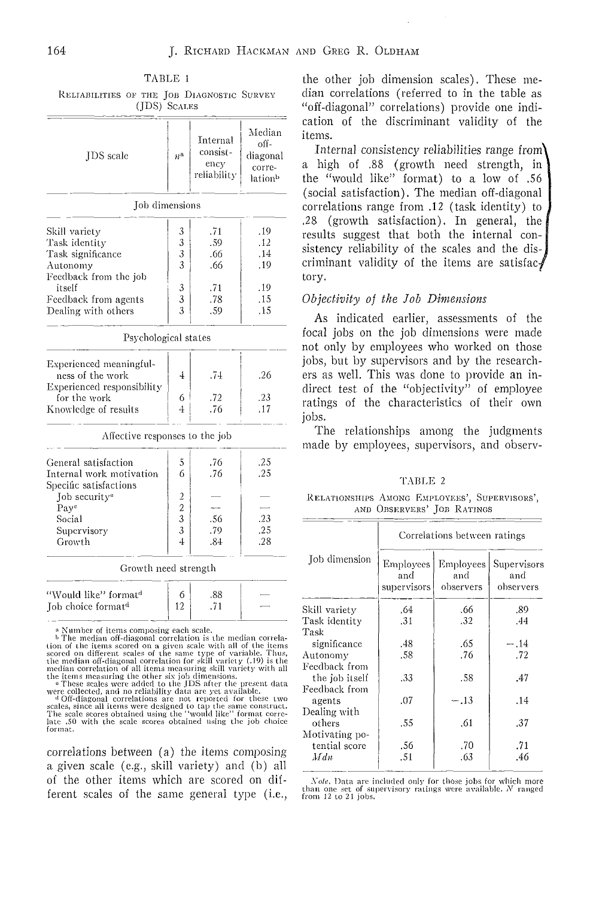TABLE 1

RELIABILITIES OF THE JOB DIAGNOSTIC SURVEY (JDS) SCALES

| JDS scale | $n$[a] | Internal consistency reliability | Median off-diagonal correlation[b] |
|---|---|---|---|
| **Job dimensions** | | | |
| Skill variety | 3 | .71 | .19 |
| Task identity | 3 | .59 | .12 |
| Task significance | 3 | .66 | .14 |
| Autonomy | 3 | .66 | .19 |
| Feedback from the job itself | 3 | .71 | .19 |
| Feedback from agents | 3 | .78 | .15 |
| Dealing with others | 3 | .59 | .15 |
| **Psychological states** | | | |
| Experienced meaningfulness of the work | 4 | .74 | .26 |
| Experienced responsibility for the work | 6 | .72 | .23 |
| Knowledge of results | 4 | .76 | .17 |
| **Affective responses to the job** | | | |
| General satisfaction | 5 | .76 | .25 |
| Internal work motivation | 6 | .76 | .25 |
| Specific satisfactions | | | |
| Job security[c] | 2 | — | — |
| Pay[c] | 2 | — | — |
| Social | 3 | .56 | .23 |
| Supervisory | 3 | .79 | .25 |
| Growth | 4 | .84 | .28 |
| **Growth need strength** | | | |
| "Would like" format[d] | 6 | .88 | — |
| Job choice format[d] | 12 | .71 | — |

[a] Number of items composing each scale.
[b] The median off-diagonal correlation is the median correlation of the items scored on a given scale with all of the items scored on different scales of the same type of variable. Thus, the median off-diagonal correlation for skill variety (.19) is the median correlation of all items measuring skill variety with all the items measuring the other six job dimensions.
[c] These scales were added to the JDS after the present data were collected, and no reliability data are yet available.
[d] Off-diagonal correlations are not reported for these two scales, since all items were designed to tap the same construct. The scale scores obtained using the "would like" format correlate .50 with the scale scores obtained using the job choice format.

correlations between (a) the items composing a given scale (e.g., skill variety) and (b) all of the other items which are scored on different scales of the same general type (i.e., the other job dimension scales). These median correlations (referred to in the table as "off-diagonal" correlations) provide one indication of the discriminant validity of the items.

Internal consistency reliabilities range from a high of .88 (growth need strength, in the "would like" format) to a low of .56 (social satisfaction). The median off-diagonal correlations range from .12 (task identity) to .28 (growth satisfaction). In general, the results suggest that both the internal consistency reliability of the scales and the discriminant validity of the items are satisfactory.

### *Objectivity of the Job Dimensions*

As indicated earlier, assessments of the focal jobs on the job dimensions were made not only by employees who worked on those jobs, but by supervisors and by the researchers as well. This was done to provide an indirect test of the "objectivity" of employee ratings of the characteristics of their own jobs.

The relationships among the judgments made by employees, supervisors, and observ-

TABLE 2

RELATIONSHIPS AMONG EMPLOYEES', SUPERVISORS', AND OBSERVERS' JOB RATINGS

| Job dimension | Correlations between ratings | | |
|---|---|---|---|
| | Employees and supervisors | Employees and observers | Supervisors and observers |
| Skill variety | .64 | .66 | .89 |
| Task identity | .31 | .32 | .44 |
| Task significance | .48 | .65 | −.14 |
| Autonomy | .58 | .76 | .72 |
| Feedback from the job itself | .33 | .58 | .47 |
| Feedback from agents | .07 | −.13 | .14 |
| Dealing with others | .55 | .61 | .37 |
| Motivating potential score | .56 | .70 | .71 |
| *Mdn* | .51 | .63 | .46 |

*Note.* Data are included only for those jobs for which more than one set of supervisory ratings were available. $N$ ranged from 12 to 21 jobs.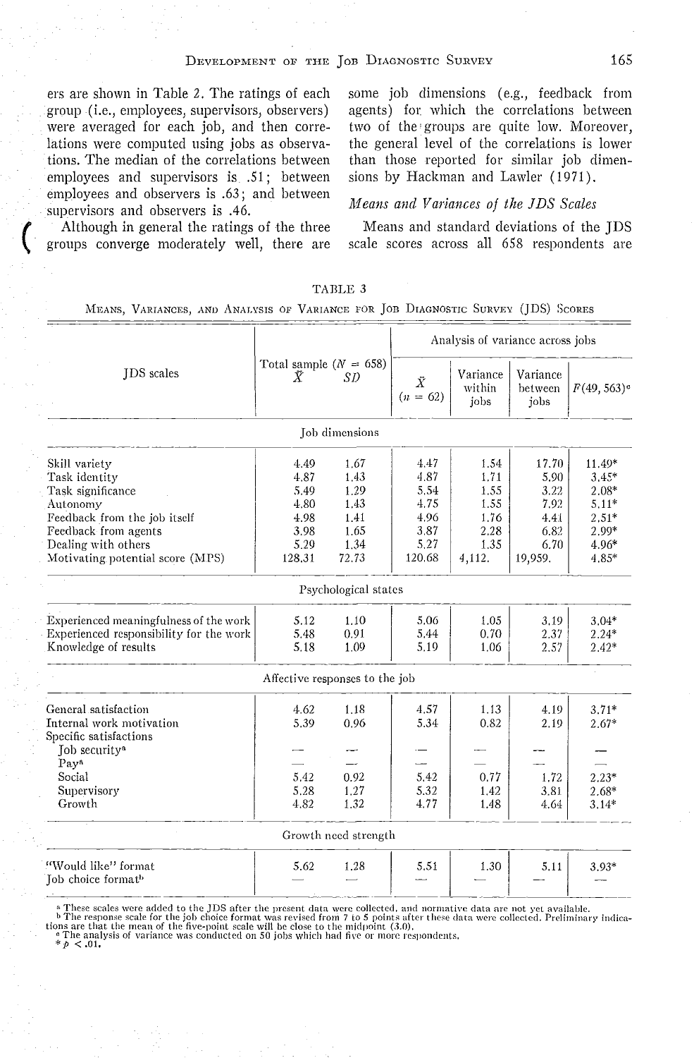ers are shown in Table 2. The ratings of each group (i.e., employees, supervisors, observers) were averaged for each job, and then correlations were computed using jobs as observations. The median of the correlations between employees and supervisors is .51; between employees and observers is .63; and between supervisors and observers is .46.

Although in general the ratings of the three groups converge moderately well, there are some job dimensions (e.g., feedback from agents) for which the correlations between two of the groups are quite low. Moreover, the general level of the correlations is lower than those reported for similar job dimensions by Hackman and Lawler (1971).

### *Means and Variances of the JDS Scales*

Means and standard deviations of the JDS scale scores across all 658 respondents are

TABLE 3

Means, Variances, and Analysis of Variance for Job Diagnostic Survey (JDS) Scores

| JDS scales | Total sample ($N$ = 658) $\bar{X}$ | $SD$ | Analysis of variance across jobs $\bar{X}$ ($n$ = 62) | Variance within jobs | Variance between jobs | $F(49, 563)$[c] |
|---|---|---|---|---|---|---|
| **Job dimensions** | | | | | | |
| Skill variety | 4.49 | 1.67 | 4.47 | 1.54 | 17.70 | 11.49* |
| Task identity | 4.87 | 1.43 | 4.87 | 1.71 | 5.90 | 3.45* |
| Task significance | 5.49 | 1.29 | 5.54 | 1.55 | 3.22 | 2.08* |
| Autonomy | 4.80 | 1.43 | 4.75 | 1.55 | 7.92 | 5.11* |
| Feedback from the job itself | 4.98 | 1.41 | 4.96 | 1.76 | 4.41 | 2.51* |
| Feedback from agents | 3.98 | 1.65 | 3.87 | 2.28 | 6.82 | 2.99* |
| Dealing with others | 5.29 | 1.34 | 5.27 | 1.35 | 6.70 | 4.96* |
| Motivating potential score (MPS) | 128.31 | 72.73 | 120.68 | 4,112. | 19,959. | 4.85* |
| **Psychological states** | | | | | | |
| Experienced meaningfulness of the work | 5.12 | 1.10 | 5.06 | 1.05 | 3.19 | 3.04* |
| Experienced responsibility for the work | 5.48 | 0.91 | 5.44 | 0.70 | 2.37 | 2.24* |
| Knowledge of results | 5.18 | 1.09 | 5.19 | 1.06 | 2.57 | 2.42* |
| **Affective responses to the job** | | | | | | |
| General satisfaction | 4.62 | 1.18 | 4.57 | 1.13 | 4.19 | 3.71* |
| Internal work motivation | 5.39 | 0.96 | 5.34 | 0.82 | 2.19 | 2.67* |
| Specific satisfactions | | | | | | |
| Job security[a] | — | — | — | — | — | — |
| Pay[a] | — | — | — | — | — | — |
| Social | 5.42 | 0.92 | 5.42 | 0.77 | 1.72 | 2.23* |
| Supervisory | 5.28 | 1.27 | 5.32 | 1.42 | 3.81 | 2.68* |
| Growth | 4.82 | 1.32 | 4.77 | 1.48 | 4.64 | 3.14* |
| **Growth need strength** | | | | | | |
| "Would like" format | 5.62 | 1.28 | 5.51 | 1.30 | 5.11 | 3.93* |
| Job choice format[b] | — | — | — | — | — | — |

[a] These scales were added to the JDS after the present data were collected, and normative data are not yet available.
[b] The response scale for the job choice format was revised from 7 to 5 points after these data were collected. Preliminary indications are that the mean of the five-point scale will be close to the midpoint (3.0).
[c] The analysis of variance was conducted on 50 jobs which had five or more respondents.
* $p < .01$.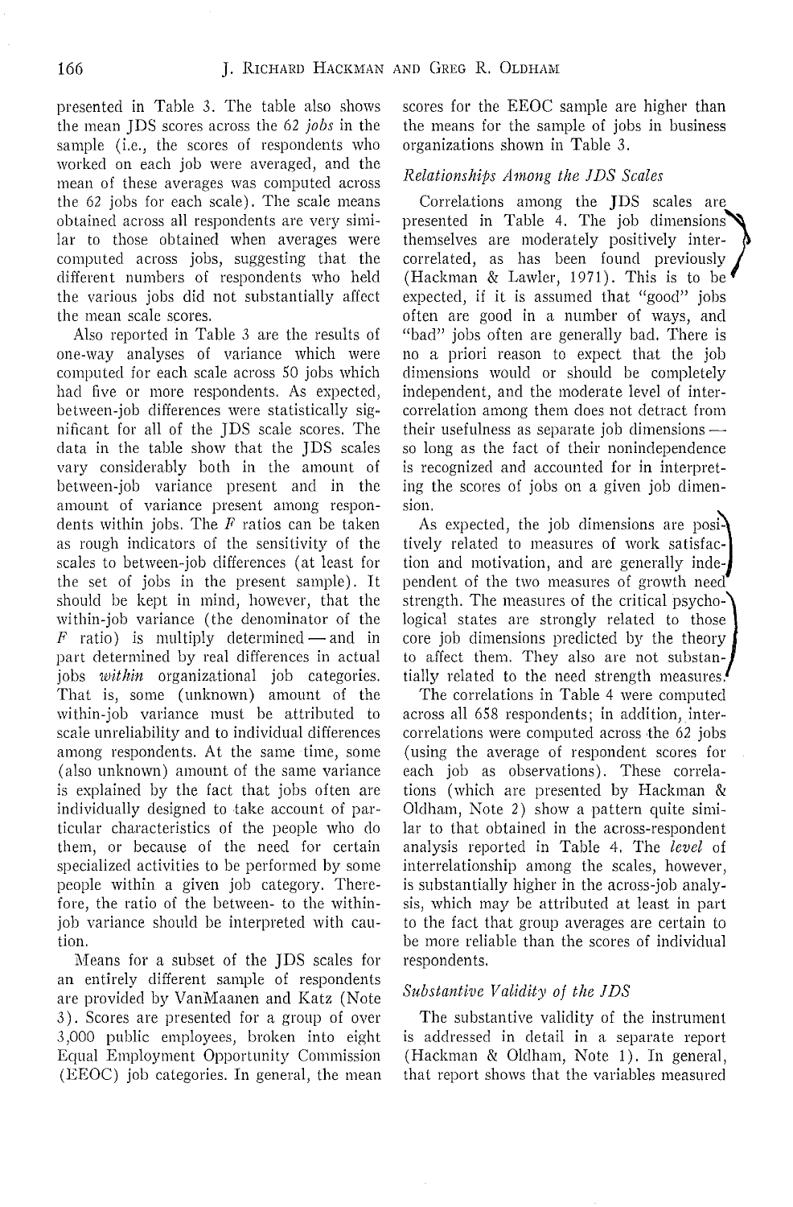presented in Table 3. The table also shows the mean JDS scores across the 62 *jobs* in the sample (i.e., the scores of respondents who worked on each job were averaged, and the mean of these averages was computed across the 62 jobs for each scale). The scale means obtained across all respondents are very similar to those obtained when averages were computed across jobs, suggesting that the different numbers of respondents who held the various jobs did not substantially affect the mean scale scores.

Also reported in Table 3 are the results of one-way analyses of variance which were computed for each scale across 50 jobs which had five or more respondents. As expected, between-job differences were statistically significant for all of the JDS scale scores. The data in the table show that the JDS scales vary considerably both in the amount of between-job variance present and in the amount of variance present among respondents within jobs. The $F$ ratios can be taken as rough indicators of the sensitivity of the scales to between-job differences (at least for the set of jobs in the present sample). It should be kept in mind, however, that the within-job variance (the denominator of the $F$ ratio) is multiply determined — and in part determined by real differences in actual jobs *within* organizational job categories. That is, some (unknown) amount of the within-job variance must be attributed to scale unreliability and to individual differences among respondents. At the same time, some (also unknown) amount of the same variance is explained by the fact that jobs often are individually designed to take account of particular characteristics of the people who do them, or because of the need for certain specialized activities to be performed by some people within a given job category. Therefore, the ratio of the between- to the within-job variance should be interpreted with caution.

Means for a subset of the JDS scales for an entirely different sample of respondents are provided by VanMaanen and Katz (Note 3). Scores are presented for a group of over 3,000 public employees, broken into eight Equal Employment Opportunity Commission (EEOC) job categories. In general, the mean scores for the EEOC sample are higher than the means for the sample of jobs in business organizations shown in Table 3.

### *Relationships Among the JDS Scales*

Correlations among the JDS scales are presented in Table 4. The job dimensions themselves are moderately positively intercorrelated, as has been found previously (Hackman & Lawler, 1971). This is to be expected, if it is assumed that "good" jobs often are good in a number of ways, and "bad" jobs often are generally bad. There is no a priori reason to expect that the job dimensions would or should be completely independent, and the moderate level of intercorrelation among them does not detract from their usefulness as separate job dimensions — so long as the fact of their nonindependence is recognized and accounted for in interpreting the scores of jobs on a given job dimension.

As expected, the job dimensions are positively related to measures of work satisfaction and motivation, and are generally independent of the two measures of growth need strength. The measures of the critical psychological states are strongly related to those core job dimensions predicted by the theory to affect them. They also are not substantially related to the need strength measures.

The correlations in Table 4 were computed across all 658 respondents; in addition, intercorrelations were computed across the 62 jobs (using the average of respondent scores for each job as observations). These correlations (which are presented by Hackman & Oldham, Note 2) show a pattern quite similar to that obtained in the across-respondent analysis reported in Table 4. The *level* of interrelationship among the scales, however, is substantially higher in the across-job analysis, which may be attributed at least in part to the fact that group averages are certain to be more reliable than the scores of individual respondents.

### *Substantive Validity of the JDS*

The substantive validity of the instrument is addressed in detail in a separate report (Hackman & Oldham, Note 1). In general, that report shows that the variables measured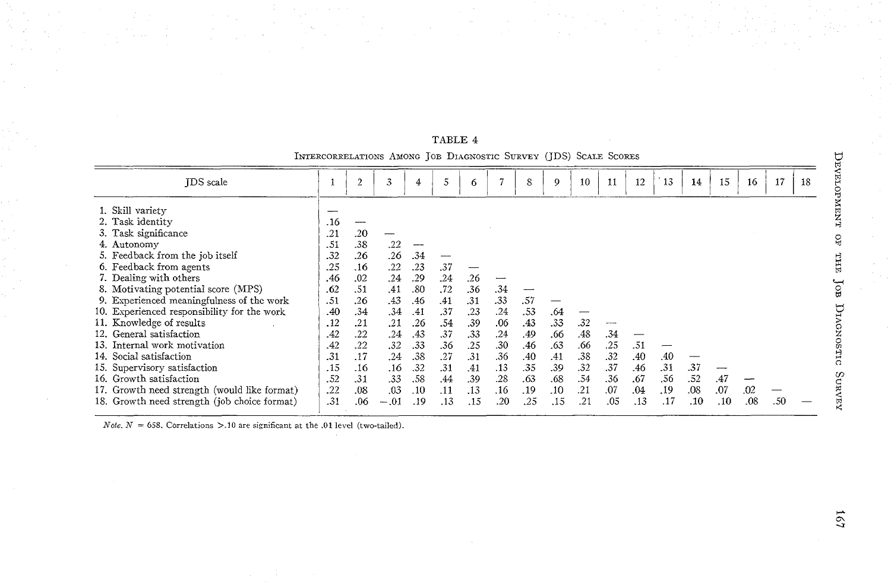TABLE 4

INTERCORRELATIONS AMONG JOB DIAGNOSTIC SURVEY (JDS) SCALE SCORES

| JDS scale | 1 | 2 | 3 | 4 | 5 | 6 | 7 | 8 | 9 | 10 | 11 | 12 | 13 | 14 | 15 | 16 | 17 | 18 |
|---|---|---|---|---|---|---|---|---|---|---|---|---|---|---|---|---|---|---|
| 1. Skill variety | — | | | | | | | | | | | | | | | | | |
| 2. Task identity | .16 | — | | | | | | | | | | | | | | | | |
| 3. Task significance | .21 | .20 | — | | | | | | | | | | | | | | | |
| 4. Autonomy | .51 | .38 | .22 | — | | | | | | | | | | | | | | |
| 5. Feedback from the job itself | .32 | .26 | .26 | .34 | — | | | | | | | | | | | | | |
| 6. Feedback from agents | .25 | .16 | .22 | .23 | .37 | — | | | | | | | | | | | | |
| 7. Dealing with others | .46 | .02 | .24 | .29 | .24 | .26 | — | | | | | | | | | | | |
| 8. Motivating potential score (MPS) | .62 | .51 | .41 | .80 | .72 | .36 | .34 | — | | | | | | | | | | |
| 9. Experienced meaningfulness of the work | .51 | .26 | .43 | .46 | .41 | .31 | .33 | .57 | — | | | | | | | | | |
| 10. Experienced responsibility for the work | .40 | .34 | .34 | .41 | .37 | .23 | .24 | .53 | .64 | — | | | | | | | | |
| 11. Knowledge of results | .12 | .21 | .21 | .26 | .54 | .39 | .06 | .43 | .33 | .32 | — | | | | | | | |
| 12. General satisfaction | .42 | .22 | .24 | .43 | .37 | .33 | .24 | .49 | .66 | .48 | .34 | — | | | | | | |
| 13. Internal work motivation | .42 | .22 | .32 | .33 | .36 | .25 | .30 | .46 | .63 | .66 | .25 | .51 | — | | | | | |
| 14. Social satisfaction | .31 | .17 | .24 | .38 | .27 | .31 | .36 | .40 | .41 | .38 | .32 | .40 | .40 | — | | | | |
| 15. Supervisory satisfaction | .15 | .16 | .16 | .32 | .31 | .41 | .13 | .35 | .39 | .32 | .37 | .46 | .31 | .37 | — | | | |
| 16. Growth satisfaction | .52 | .31 | .33 | .58 | .44 | .39 | .28 | .63 | .68 | .54 | .36 | .67 | .56 | .52 | .47 | — | | |
| 17. Growth need strength (would like format) | .22 | .08 | .03 | .10 | .11 | .13 | .16 | .19 | .10 | .21 | .07 | .04 | .19 | .08 | .07 | .02 | — | |
| 18. Growth need strength (job choice format) | .31 | .06 | −.01 | .19 | .13 | .15 | .20 | .25 | .15 | .21 | .05 | .13 | .17 | .10 | .10 | .08 | .50 | — |

*Note.* $N = 658$. Correlations $>.10$ are significant at the .01 level (two-tailed).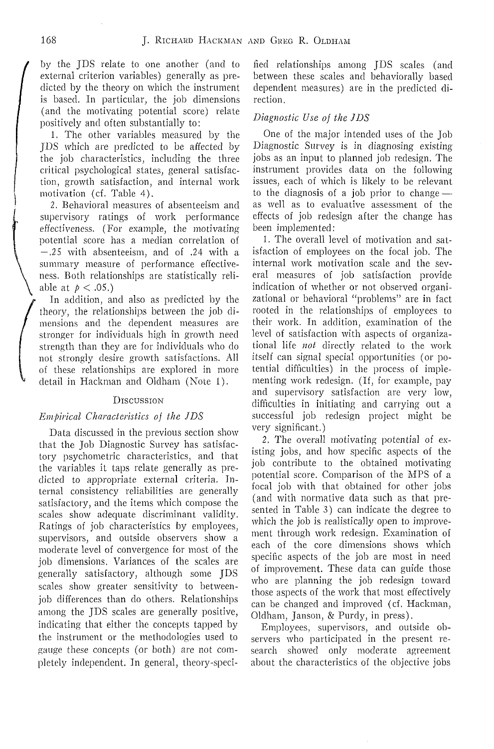by the JDS relate to one another (and to external criterion variables) generally as predicted by the theory on which the instrument is based. In particular, the job dimensions (and the motivating potential score) relate positively and often substantially to:

1. The other variables measured by the JDS which are predicted to be affected by the job characteristics, including the three critical psychological states, general satisfaction, growth satisfaction, and internal work motivation (cf. Table 4).

2. Behavioral measures of absenteeism and supervisory ratings of work performance effectiveness. (For example, the motivating potential score has a median correlation of −.25 with absenteeism, and of .24 with a summary measure of performance effectiveness. Both relationships are statistically reliable at $p < .05$.)

In addition, and also as predicted by the theory, the relationships between the job dimensions and the dependent measures are stronger for individuals high in growth need strength than they are for individuals who do not strongly desire growth satisfactions. All of these relationships are explored in more detail in Hackman and Oldham (Note 1).

## Discussion

### *Empirical Characteristics of the JDS*

Data discussed in the previous section show that the Job Diagnostic Survey has satisfactory psychometric characteristics, and that the variables it taps relate generally as predicted to appropriate external criteria. Internal consistency reliabilities are generally satisfactory, and the items which compose the scales show adequate discriminant validity. Ratings of job characteristics by employees, supervisors, and outside observers show a moderate level of convergence for most of the job dimensions. Variances of the scales are generally satisfactory, although some JDS scales show greater sensitivity to between-job differences than do others. Relationships among the JDS scales are generally positive, indicating that either the concepts tapped by the instrument or the methodologies used to gauge these concepts (or both) are not completely independent. In general, theory-specified relationships among JDS scales (and between these scales and behaviorally based dependent measures) are in the predicted direction.

### *Diagnostic Use of the JDS*

One of the major intended uses of the Job Diagnostic Survey is in diagnosing existing jobs as an input to planned job redesign. The instrument provides data on the following issues, each of which is likely to be relevant to the diagnosis of a job prior to change—as well as to evaluative assessment of the effects of job redesign after the change has been implemented:

1. The overall level of motivation and satisfaction of employees on the focal job. The internal work motivation scale and the several measures of job satisfaction provide indication of whether or not observed organizational or behavioral "problems" are in fact rooted in the relationships of employees to their work. In addition, examination of the level of satisfaction with aspects of organizational life *not* directly related to the work itself can signal special opportunities (or potential difficulties) in the process of implementing work redesign. (If, for example, pay and supervisory satisfaction are very low, difficulties in initiating and carrying out a successful job redesign project might be very significant.)

2. The overall motivating potential of existing jobs, and how specific aspects of the job contribute to the obtained motivating potential score. Comparison of the MPS of a focal job with that obtained for other jobs (and with normative data such as that presented in Table 3) can indicate the degree to which the job is realistically open to improvement through work redesign. Examination of each of the core dimensions shows which specific aspects of the job are most in need of improvement. These data can guide those who are planning the job redesign toward those aspects of the work that most effectively can be changed and improved (cf. Hackman, Oldham, Janson, & Purdy, in press).

Employees, supervisors, and outside observers who participated in the present research showed only moderate agreement about the characteristics of the objective jobs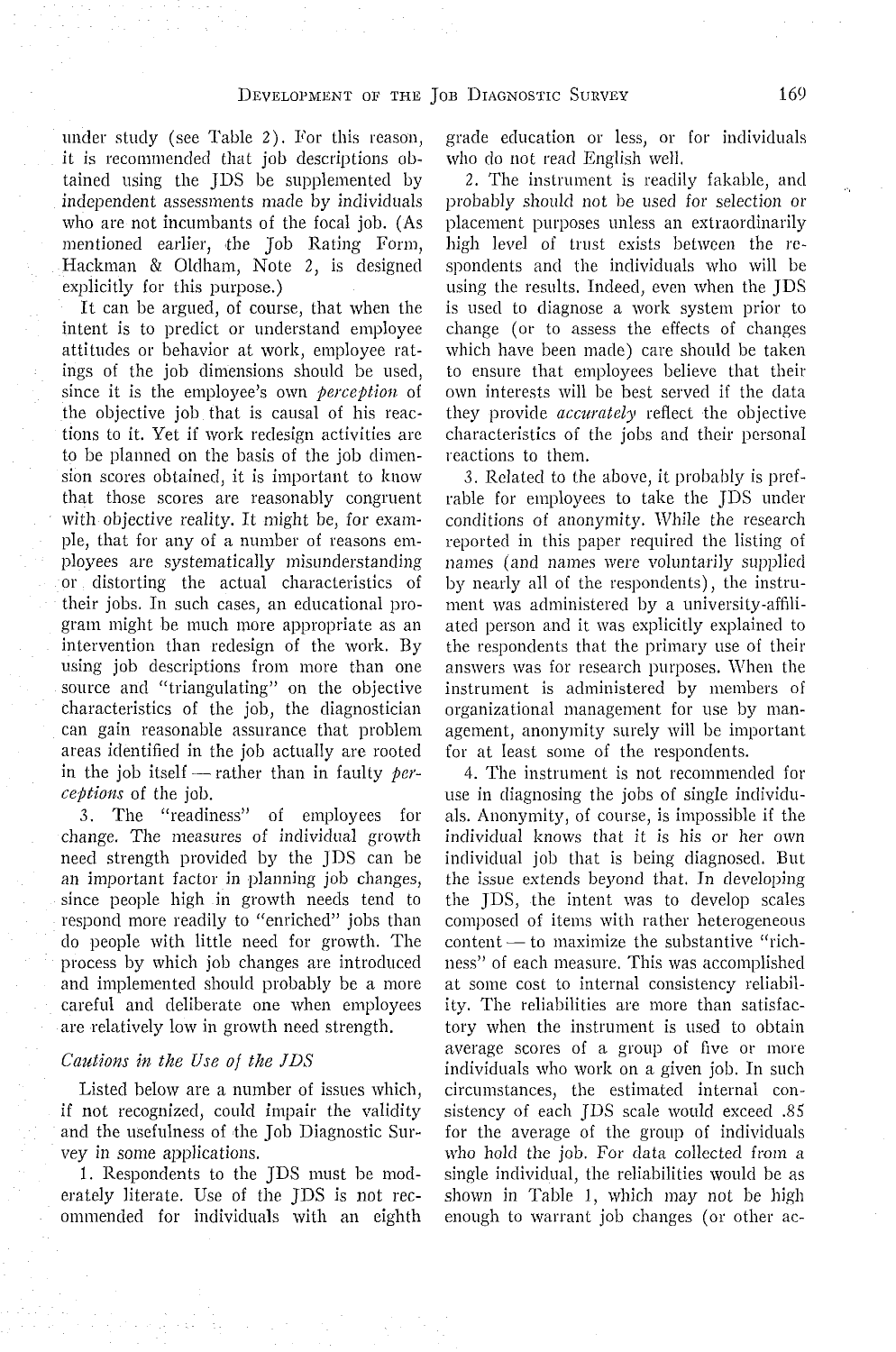under study (see Table 2). For this reason, it is recommended that job descriptions obtained using the JDS be supplemented by independent assessments made by individuals who are not incumbants of the focal job. (As mentioned earlier, the Job Rating Form, Hackman & Oldham, Note 2, is designed explicitly for this purpose.)

It can be argued, of course, that when the intent is to predict or understand employee attitudes or behavior at work, employee ratings of the job dimensions should be used, since it is the employee's own *perception* of the objective job that is causal of his reactions to it. Yet if work redesign activities are to be planned on the basis of the job dimension scores obtained, it is important to know that those scores are reasonably congruent with objective reality. It might be, for example, that for any of a number of reasons employees are systematically misunderstanding or distorting the actual characteristics of their jobs. In such cases, an educational program might be much more appropriate as an intervention than redesign of the work. By using job descriptions from more than one source and "triangulating" on the objective characteristics of the job, the diagnostician can gain reasonable assurance that problem areas identified in the job actually are rooted in the job itself — rather than in faulty *perceptions* of the job.

3. The "readiness" of employees for change. The measures of individual growth need strength provided by the JDS can be an important factor in planning job changes, since people high in growth needs tend to respond more readily to "enriched" jobs than do people with little need for growth. The process by which job changes are introduced and implemented should probably be a more careful and deliberate one when employees are relatively low in growth need strength.

### *Cautions in the Use of the JDS*

Listed below are a number of issues which, if not recognized, could impair the validity and the usefulness of the Job Diagnostic Survey in some applications.

1. Respondents to the JDS must be moderately literate. Use of the JDS is not recommended for individuals with an eighth grade education or less, or for individuals who do not read English well.

2. The instrument is readily fakable, and probably should not be used for selection or placement purposes unless an extraordinarily high level of trust exists between the respondents and the individuals who will be using the results. Indeed, even when the JDS is used to diagnose a work system prior to change (or to assess the effects of changes which have been made) care should be taken to ensure that employees believe that their own interests will be best served if the data they provide *accurately* reflect the objective characteristics of the jobs and their personal reactions to them.

3. Related to the above, it probably is preferable for employees to take the JDS under conditions of anonymity. While the research reported in this paper required the listing of names (and names were voluntarily supplied by nearly all of the respondents), the instrument was administered by a university-affiliated person and it was explicitly explained to the respondents that the primary use of their answers was for research purposes. When the instrument is administered by members of organizational management for use by management, anonymity surely will be important for at least some of the respondents.

4. The instrument is not recommended for use in diagnosing the jobs of single individuals. Anonymity, of course, is impossible if the individual knows that it is his or her own individual job that is being diagnosed. But the issue extends beyond that. In developing the JDS, the intent was to develop scales composed of items with rather heterogeneous content — to maximize the substantive "richness" of each measure. This was accomplished at some cost to internal consistency reliability. The reliabilities are more than satisfactory when the instrument is used to obtain average scores of a group of five or more individuals who work on a given job. In such circumstances, the estimated internal consistency of each JDS scale would exceed .85 for the average of the group of individuals who hold the job. For data collected from a single individual, the reliabilities would be as shown in Table 1, which may not be high enough to warrant job changes (or other ac-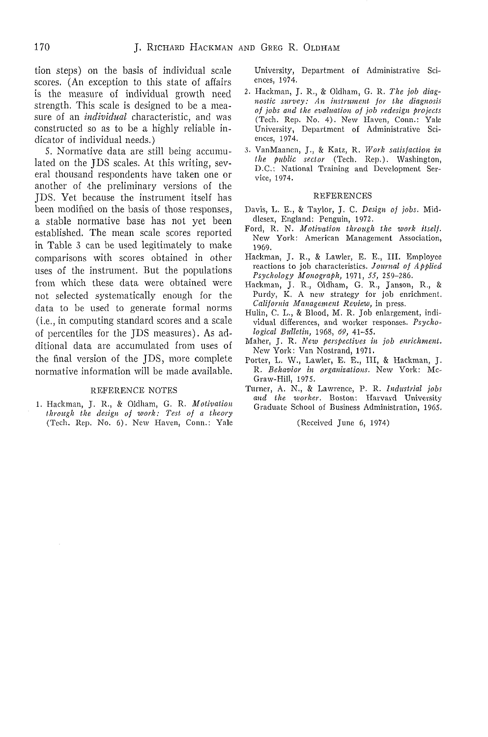tion steps) on the basis of individual scale scores. (An exception to this state of affairs is the measure of individual growth need strength. This scale is designed to be a measure of an *individual* characteristic, and was constructed so as to be a highly reliable indicator of individual needs.)

5. Normative data are still being accumulated on the JDS scales. At this writing, several thousand respondents have taken one or another of the preliminary versions of the JDS. Yet because the instrument itself has been modified on the basis of those responses, a stable normative base has not yet been established. The mean scale scores reported in Table 3 can be used legitimately to make comparisons with scores obtained in other uses of the instrument. But the populations from which these data were obtained were not selected systematically enough for the data to be used to generate formal norms (i.e., in computing standard scores and a scale of percentiles for the JDS measures). As additional data are accumulated from uses of the final version of the JDS, more complete normative information will be made available.

## REFERENCE NOTES

1. Hackman, J. R., & Oldham, G. R. *Motivation through the design of work: Test of a theory* (Tech. Rep. No. 6). New Haven, Conn.: Yale University, Department of Administrative Sciences, 1974.
2. Hackman, J. R., & Oldham, G. R. *The job diagnostic survey: An instrument for the diagnosis of jobs and the evaluation of job redesign projects* (Tech. Rep. No. 4). New Haven, Conn.: Yale University, Department of Administrative Sciences, 1974.
3. VanMaanen, J., & Katz, R. *Work satisfaction in the public sector* (Tech. Rep.). Washington, D.C.: National Training and Development Service, 1974.

## REFERENCES

Davis, L. E., & Taylor, J. C. *Design of jobs.* Middlesex, England: Penguin, 1972.

Ford, R. N. *Motivation through the work itself.* New York: American Management Association, 1969.

Hackman, J. R., & Lawler, E. E., III. Employee reactions to job characteristics. *Journal of Applied Psychology Monograph,* 1971, *55,* 259–286.

Hackman, J. R., Oldham, G. R., Janson, R., & Purdy, K. A new strategy for job enrichment. *California Management Review,* in press.

Hulin, C. L., & Blood, M. R. Job enlargement, individual differences, and worker responses. *Psychological Bulletin,* 1968, *69,* 41–55.

Maher, J. R. *New perspectives in job enrichment.* New York: Van Nostrand, 1971.

Porter, L. W., Lawler, E. E., III, & Hackman, J. R. *Behavior in organizations.* New York: McGraw-Hill, 1975.

Turner, A. N., & Lawrence, P. R. *Industrial jobs and the worker.* Boston: Harvard University Graduate School of Business Administration, 1965.

(Received June 6, 1974)